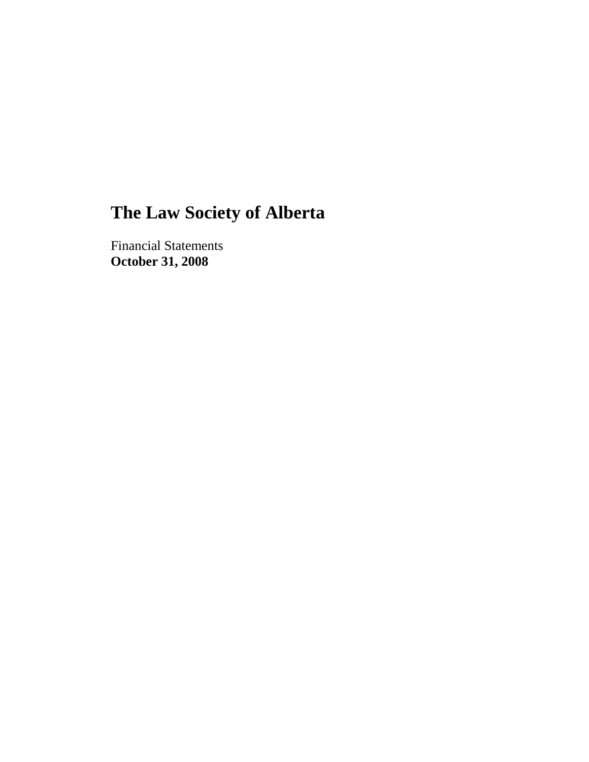# The Law Society of Alberta

Financial Statements
**October 31, 2008**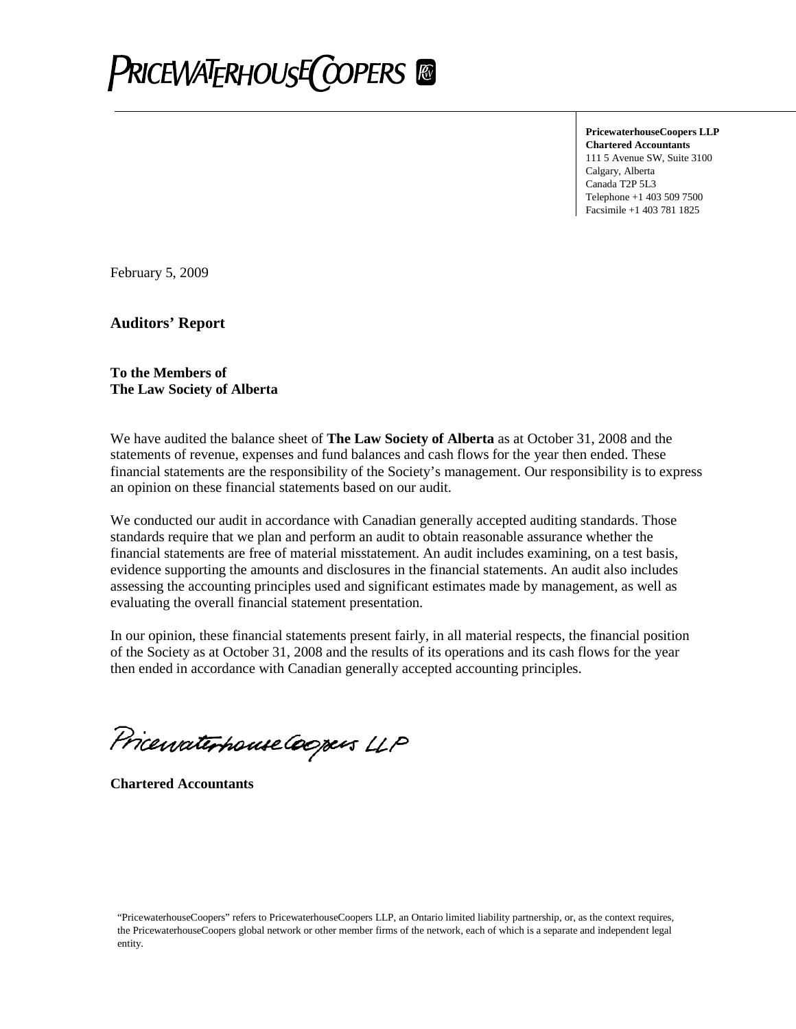PRICEWATERHOUSECOOPERS

**PricewaterhouseCoopers LLP**
**Chartered Accountants**
111 5 Avenue SW, Suite 3100
Calgary, Alberta
Canada T2P 5L3
Telephone +1 403 509 7500
Facsimile +1 403 781 1825

February 5, 2009

## Auditors' Report

**To the Members of**
**The Law Society of Alberta**

We have audited the balance sheet of **The Law Society of Alberta** as at October 31, 2008 and the statements of revenue, expenses and fund balances and cash flows for the year then ended. These financial statements are the responsibility of the Society's management. Our responsibility is to express an opinion on these financial statements based on our audit.

We conducted our audit in accordance with Canadian generally accepted auditing standards. Those standards require that we plan and perform an audit to obtain reasonable assurance whether the financial statements are free of material misstatement. An audit includes examining, on a test basis, evidence supporting the amounts and disclosures in the financial statements. An audit also includes assessing the accounting principles used and significant estimates made by management, as well as evaluating the overall financial statement presentation.

In our opinion, these financial statements present fairly, in all material respects, the financial position of the Society as at October 31, 2008 and the results of its operations and its cash flows for the year then ended in accordance with Canadian generally accepted accounting principles.

PricewaterhouseCoopers LLP

**Chartered Accountants**

"PricewaterhouseCoopers" refers to PricewaterhouseCoopers LLP, an Ontario limited liability partnership, or, as the context requires, the PricewaterhouseCoopers global network or other member firms of the network, each of which is a separate and independent legal entity.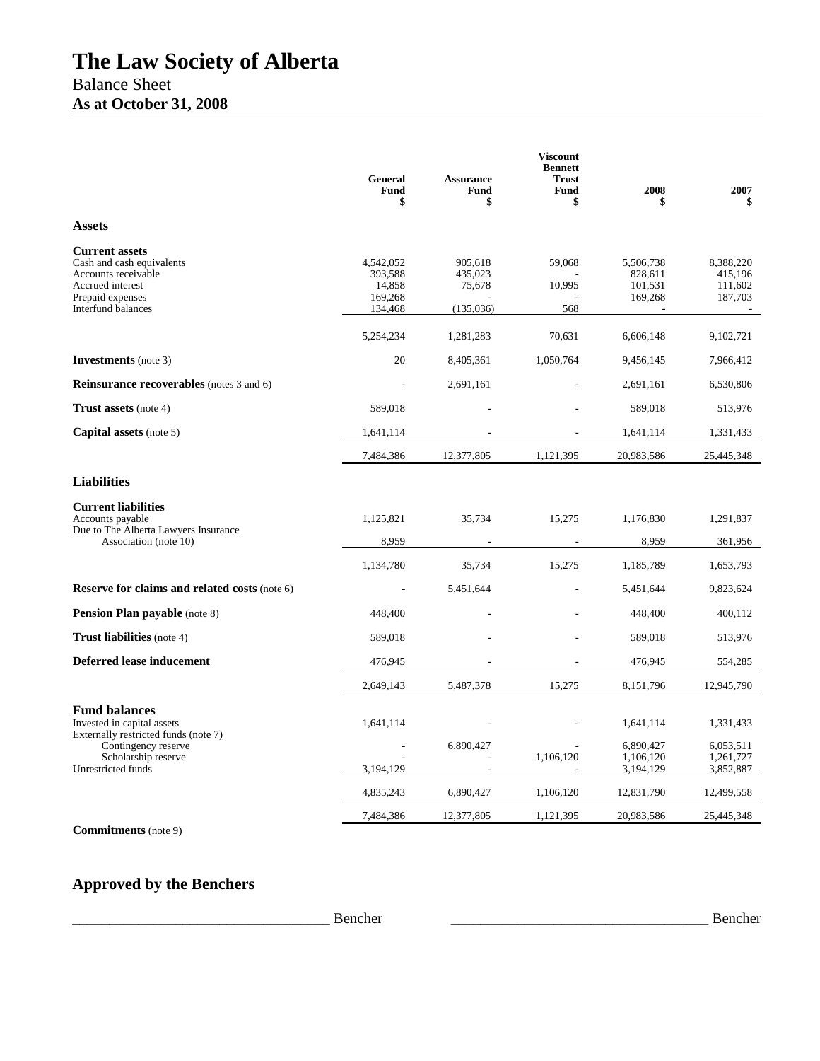# The Law Society of Alberta

## Balance Sheet

**As at October 31, 2008**

| | General Fund $ | Assurance Fund $ | Viscount Bennett Trust Fund $ | 2008 $ | 2007 $ |
|---|---|---|---|---|---|
| **Assets** | | | | | |
| **Current assets** | | | | | |
| Cash and cash equivalents | 4,542,052 | 905,618 | 59,068 | 5,506,738 | 8,388,220 |
| Accounts receivable | 393,588 | 435,023 | - | 828,611 | 415,196 |
| Accrued interest | 14,858 | 75,678 | 10,995 | 101,531 | 111,602 |
| Prepaid expenses | 169,268 | - | - | 169,268 | 187,703 |
| Interfund balances | 134,468 | (135,036) | 568 | - | - |
| | 5,254,234 | 1,281,283 | 70,631 | 6,606,148 | 9,102,721 |
| **Investments** (note 3) | 20 | 8,405,361 | 1,050,764 | 9,456,145 | 7,966,412 |
| **Reinsurance recoverables** (notes 3 and 6) | - | 2,691,161 | - | 2,691,161 | 6,530,806 |
| **Trust assets** (note 4) | 589,018 | - | - | 589,018 | 513,976 |
| **Capital assets** (note 5) | 1,641,114 | - | - | 1,641,114 | 1,331,433 |
| | 7,484,386 | 12,377,805 | 1,121,395 | 20,983,586 | 25,445,348 |
| **Liabilities** | | | | | |
| **Current liabilities** | | | | | |
| Accounts payable | 1,125,821 | 35,734 | 15,275 | 1,176,830 | 1,291,837 |
| Due to The Alberta Lawyers Insurance Association (note 10) | 8,959 | - | - | 8,959 | 361,956 |
| | 1,134,780 | 35,734 | 15,275 | 1,185,789 | 1,653,793 |
| **Reserve for claims and related costs** (note 6) | - | 5,451,644 | - | 5,451,644 | 9,823,624 |
| **Pension Plan payable** (note 8) | 448,400 | - | - | 448,400 | 400,112 |
| **Trust liabilities** (note 4) | 589,018 | - | - | 589,018 | 513,976 |
| **Deferred lease inducement** | 476,945 | - | - | 476,945 | 554,285 |
| | 2,649,143 | 5,487,378 | 15,275 | 8,151,796 | 12,945,790 |
| **Fund balances** | | | | | |
| Invested in capital assets | 1,641,114 | - | - | 1,641,114 | 1,331,433 |
| Externally restricted funds (note 7) | | | | | |
| Contingency reserve | - | 6,890,427 | - | 6,890,427 | 6,053,511 |
| Scholarship reserve | - | - | 1,106,120 | 1,106,120 | 1,261,727 |
| Unrestricted funds | 3,194,129 | - | - | 3,194,129 | 3,852,887 |
| | 4,835,243 | 6,890,427 | 1,106,120 | 12,831,790 | 12,499,558 |
| | 7,484,386 | 12,377,805 | 1,121,395 | 20,983,586 | 25,445,348 |

**Commitments** (note 9)

## Approved by the Benchers

___________________________________ Bencher ___________________________________ Bencher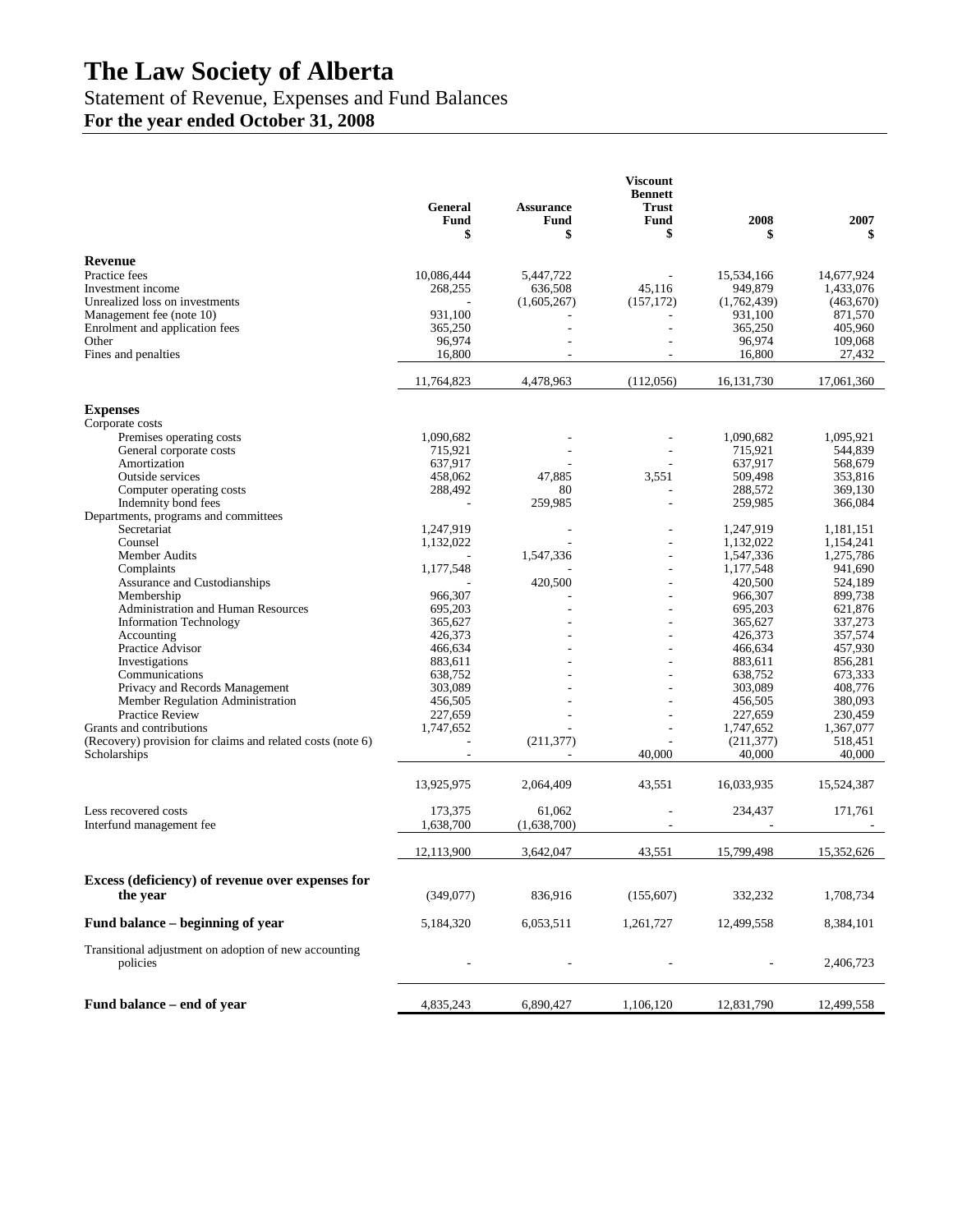# The Law Society of Alberta

## Statement of Revenue, Expenses and Fund Balances

**For the year ended October 31, 2008**

| | General Fund $ | Assurance Fund $ | Viscount Bennett Trust Fund $ | 2008 $ | 2007 $ |
|---|---|---|---|---|---|
| **Revenue** | | | | | |
| Practice fees | 10,086,444 | 5,447,722 | - | 15,534,166 | 14,677,924 |
| Investment income | 268,255 | 636,508 | 45,116 | 949,879 | 1,433,076 |
| Unrealized loss on investments | - | (1,605,267) | (157,172) | (1,762,439) | (463,670) |
| Management fee (note 10) | 931,100 | - | - | 931,100 | 871,570 |
| Enrolment and application fees | 365,250 | - | - | 365,250 | 405,960 |
| Other | 96,974 | - | - | 96,974 | 109,068 |
| Fines and penalties | 16,800 | - | - | 16,800 | 27,432 |
| | 11,764,823 | 4,478,963 | (112,056) | 16,131,730 | 17,061,360 |
| **Expenses** | | | | | |
| Corporate costs | | | | | |
| Premises operating costs | 1,090,682 | - | - | 1,090,682 | 1,095,921 |
| General corporate costs | 715,921 | - | - | 715,921 | 544,839 |
| Amortization | 637,917 | - | - | 637,917 | 568,679 |
| Outside services | 458,062 | 47,885 | 3,551 | 509,498 | 353,816 |
| Computer operating costs | 288,492 | 80 | - | 288,572 | 369,130 |
| Indemnity bond fees | - | 259,985 | - | 259,985 | 366,084 |
| Departments, programs and committees | | | | | |
| Secretariat | 1,247,919 | - | - | 1,247,919 | 1,181,151 |
| Counsel | 1,132,022 | - | - | 1,132,022 | 1,154,241 |
| Member Audits | - | 1,547,336 | - | 1,547,336 | 1,275,786 |
| Complaints | 1,177,548 | - | - | 1,177,548 | 941,690 |
| Assurance and Custodianships | - | 420,500 | - | 420,500 | 524,189 |
| Membership | 966,307 | - | - | 966,307 | 899,738 |
| Administration and Human Resources | 695,203 | - | - | 695,203 | 621,876 |
| Information Technology | 365,627 | - | - | 365,627 | 337,273 |
| Accounting | 426,373 | - | - | 426,373 | 357,574 |
| Practice Advisor | 466,634 | - | - | 466,634 | 457,930 |
| Investigations | 883,611 | - | - | 883,611 | 856,281 |
| Communications | 638,752 | - | - | 638,752 | 673,333 |
| Privacy and Records Management | 303,089 | - | - | 303,089 | 408,776 |
| Member Regulation Administration | 456,505 | - | - | 456,505 | 380,093 |
| Practice Review | 227,659 | - | - | 227,659 | 230,459 |
| Grants and contributions | 1,747,652 | - | - | 1,747,652 | 1,367,077 |
| (Recovery) provision for claims and related costs (note 6) | - | (211,377) | - | (211,377) | 518,451 |
| Scholarships | - | - | 40,000 | 40,000 | 40,000 |
| | 13,925,975 | 2,064,409 | 43,551 | 16,033,935 | 15,524,387 |
| Less recovered costs | 173,375 | 61,062 | - | 234,437 | 171,761 |
| Interfund management fee | 1,638,700 | (1,638,700) | - | - | - |
| | 12,113,900 | 3,642,047 | 43,551 | 15,799,498 | 15,352,626 |
| **Excess (deficiency) of revenue over expenses for the year** | (349,077) | 836,916 | (155,607) | 332,232 | 1,708,734 |
| **Fund balance – beginning of year** | 5,184,320 | 6,053,511 | 1,261,727 | 12,499,558 | 8,384,101 |
| Transitional adjustment on adoption of new accounting policies | - | - | - | - | 2,406,723 |
| **Fund balance – end of year** | 4,835,243 | 6,890,427 | 1,106,120 | 12,831,790 | 12,499,558 |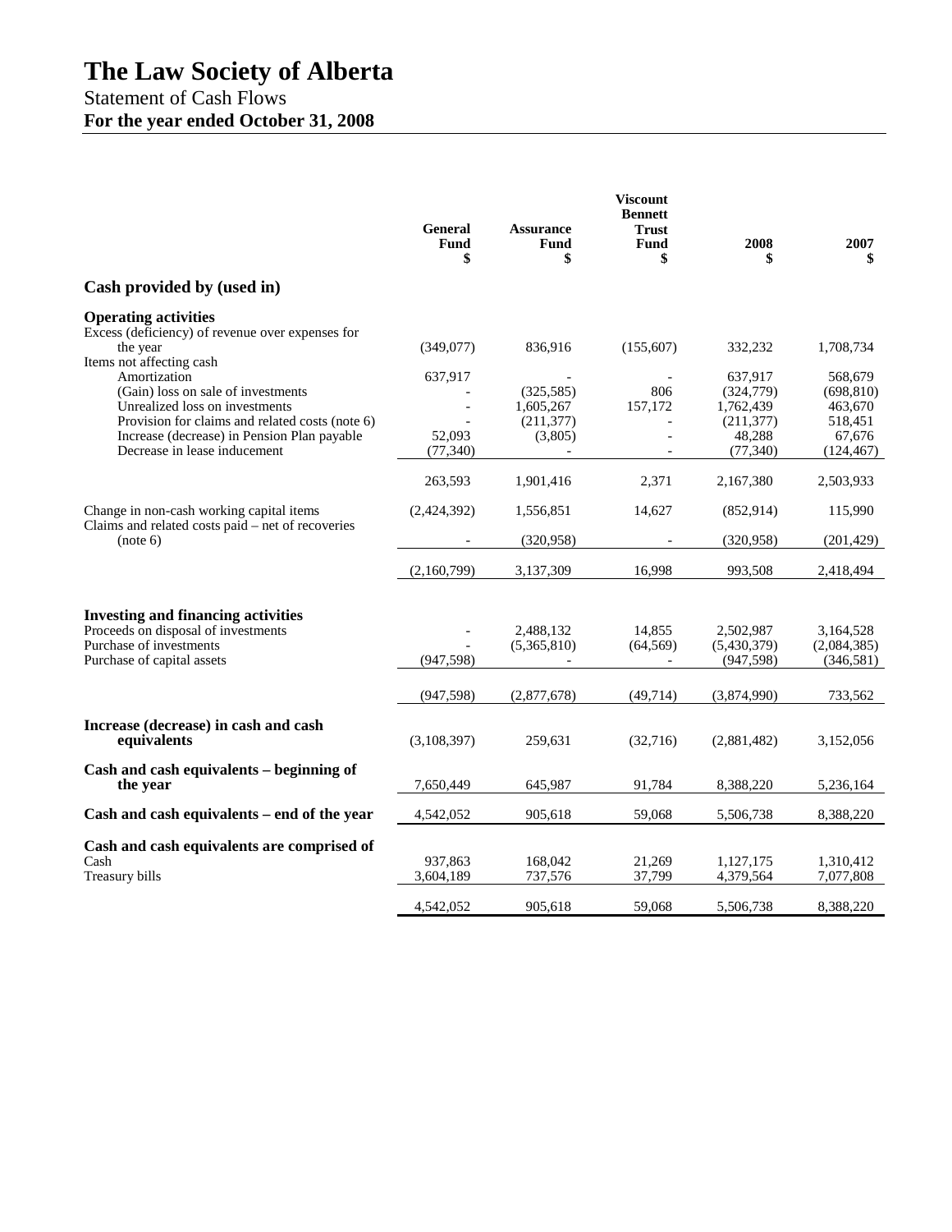# The Law Society of Alberta

Statement of Cash Flows

**For the year ended October 31, 2008**

| | General Fund $ | Assurance Fund $ | Viscount Bennett Trust Fund $ | 2008 $ | 2007 $ |
|---|---|---|---|---|---|
| **Cash provided by (used in)** | | | | | |
| **Operating activities** | | | | | |
| Excess (deficiency) of revenue over expenses for the year | (349,077) | 836,916 | (155,607) | 332,232 | 1,708,734 |
| Items not affecting cash | | | | | |
| Amortization | 637,917 | - | - | 637,917 | 568,679 |
| (Gain) loss on sale of investments | - | (325,585) | 806 | (324,779) | (698,810) |
| Unrealized loss on investments | - | 1,605,267 | 157,172 | 1,762,439 | 463,670 |
| Provision for claims and related costs (note 6) | - | (211,377) | - | (211,377) | 518,451 |
| Increase (decrease) in Pension Plan payable | 52,093 | (3,805) | - | 48,288 | 67,676 |
| Decrease in lease inducement | (77,340) | - | - | (77,340) | (124,467) |
| | 263,593 | 1,901,416 | 2,371 | 2,167,380 | 2,503,933 |
| Change in non-cash working capital items | (2,424,392) | 1,556,851 | 14,627 | (852,914) | 115,990 |
| Claims and related costs paid – net of recoveries (note 6) | - | (320,958) | - | (320,958) | (201,429) |
| | (2,160,799) | 3,137,309 | 16,998 | 993,508 | 2,418,494 |
| **Investing and financing activities** | | | | | |
| Proceeds on disposal of investments | - | 2,488,132 | 14,855 | 2,502,987 | 3,164,528 |
| Purchase of investments | - | (5,365,810) | (64,569) | (5,430,379) | (2,084,385) |
| Purchase of capital assets | (947,598) | - | - | (947,598) | (346,581) |
| | (947,598) | (2,877,678) | (49,714) | (3,874,990) | 733,562 |
| **Increase (decrease) in cash and cash equivalents** | (3,108,397) | 259,631 | (32,716) | (2,881,482) | 3,152,056 |
| **Cash and cash equivalents – beginning of the year** | 7,650,449 | 645,987 | 91,784 | 8,388,220 | 5,236,164 |
| **Cash and cash equivalents – end of the year** | 4,542,052 | 905,618 | 59,068 | 5,506,738 | 8,388,220 |
| **Cash and cash equivalents are comprised of** | | | | | |
| Cash | 937,863 | 168,042 | 21,269 | 1,127,175 | 1,310,412 |
| Treasury bills | 3,604,189 | 737,576 | 37,799 | 4,379,564 | 7,077,808 |
| | 4,542,052 | 905,618 | 59,068 | 5,506,738 | 8,388,220 |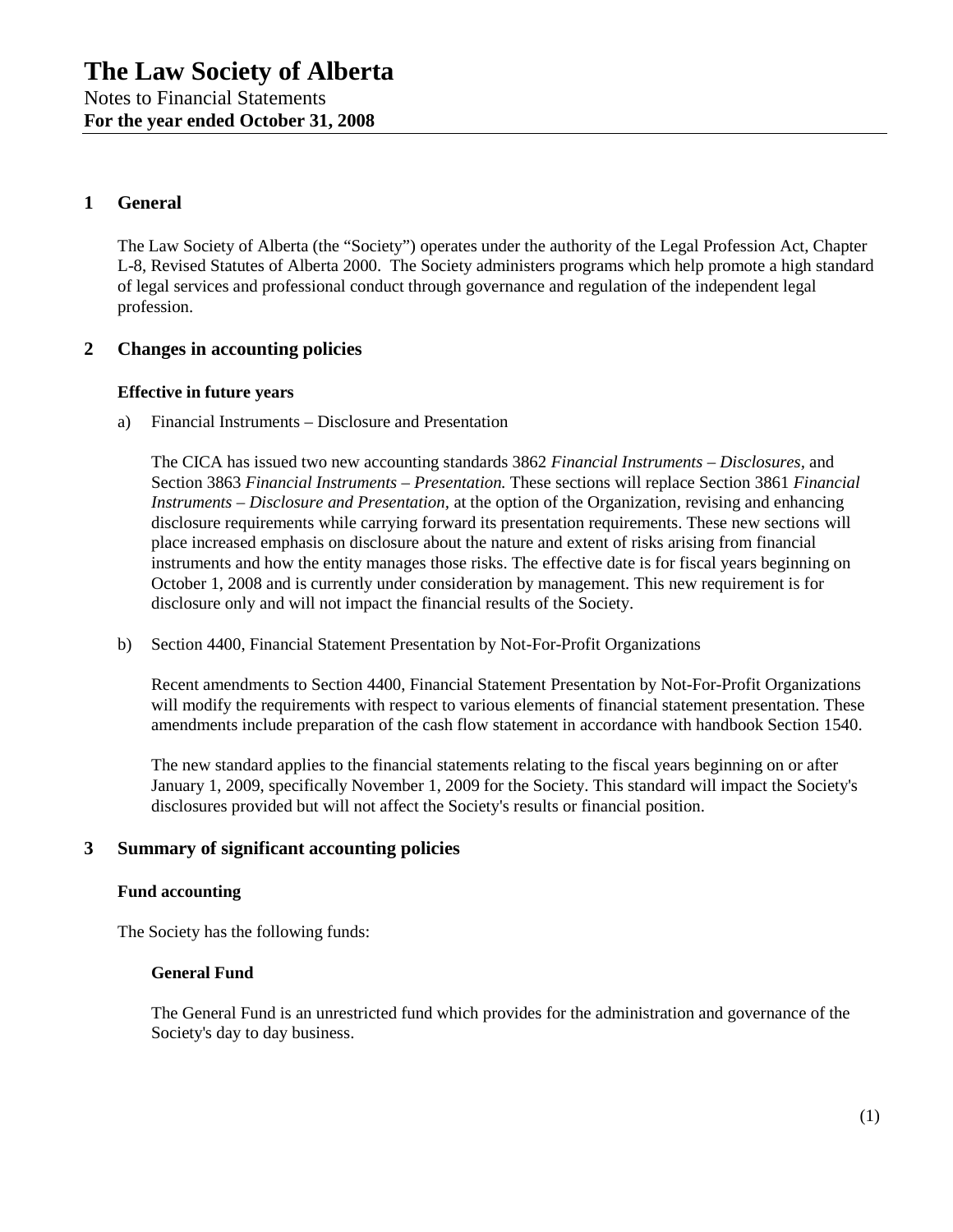# The Law Society of Alberta

Notes to Financial Statements
**For the year ended October 31, 2008**

## 1 General

The Law Society of Alberta (the "Society") operates under the authority of the Legal Profession Act, Chapter L-8, Revised Statutes of Alberta 2000. The Society administers programs which help promote a high standard of legal services and professional conduct through governance and regulation of the independent legal profession.

## 2 Changes in accounting policies

### Effective in future years

a) Financial Instruments – Disclosure and Presentation

The CICA has issued two new accounting standards 3862 *Financial Instruments – Disclosures*, and Section 3863 *Financial Instruments – Presentation.* These sections will replace Section 3861 *Financial Instruments – Disclosure and Presentation*, at the option of the Organization, revising and enhancing disclosure requirements while carrying forward its presentation requirements. These new sections will place increased emphasis on disclosure about the nature and extent of risks arising from financial instruments and how the entity manages those risks. The effective date is for fiscal years beginning on October 1, 2008 and is currently under consideration by management. This new requirement is for disclosure only and will not impact the financial results of the Society.

b) Section 4400, Financial Statement Presentation by Not-For-Profit Organizations

Recent amendments to Section 4400, Financial Statement Presentation by Not-For-Profit Organizations will modify the requirements with respect to various elements of financial statement presentation. These amendments include preparation of the cash flow statement in accordance with handbook Section 1540.

The new standard applies to the financial statements relating to the fiscal years beginning on or after January 1, 2009, specifically November 1, 2009 for the Society. This standard will impact the Society's disclosures provided but will not affect the Society's results or financial position.

## 3 Summary of significant accounting policies

### Fund accounting

The Society has the following funds:

#### General Fund

The General Fund is an unrestricted fund which provides for the administration and governance of the Society's day to day business.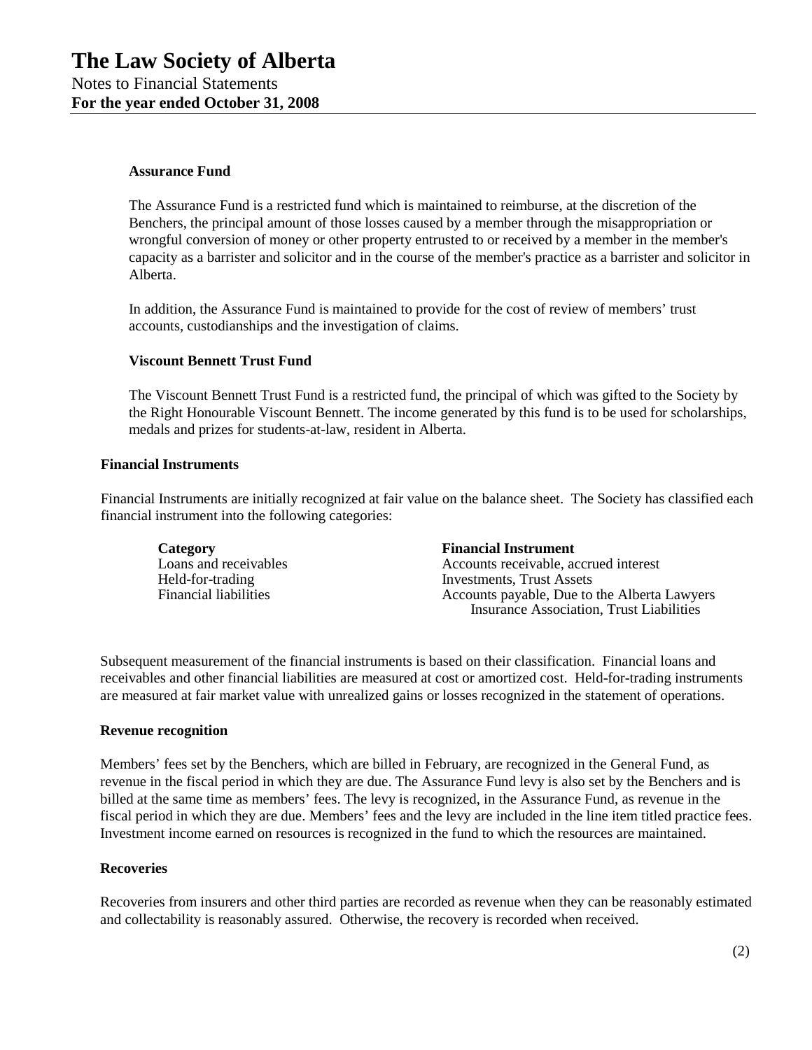#### Assurance Fund

The Assurance Fund is a restricted fund which is maintained to reimburse, at the discretion of the Benchers, the principal amount of those losses caused by a member through the misappropriation or wrongful conversion of money or other property entrusted to or received by a member in the member's capacity as a barrister and solicitor and in the course of the member's practice as a barrister and solicitor in Alberta.

In addition, the Assurance Fund is maintained to provide for the cost of review of members' trust accounts, custodianships and the investigation of claims.

#### Viscount Bennett Trust Fund

The Viscount Bennett Trust Fund is a restricted fund, the principal of which was gifted to the Society by the Right Honourable Viscount Bennett. The income generated by this fund is to be used for scholarships, medals and prizes for students-at-law, resident in Alberta.

### Financial Instruments

Financial Instruments are initially recognized at fair value on the balance sheet. The Society has classified each financial instrument into the following categories:

| Category | Financial Instrument |
|---|---|
| Loans and receivables | Accounts receivable, accrued interest |
| Held-for-trading | Investments, Trust Assets |
| Financial liabilities | Accounts payable, Due to the Alberta Lawyers Insurance Association, Trust Liabilities |

Subsequent measurement of the financial instruments is based on their classification. Financial loans and receivables and other financial liabilities are measured at cost or amortized cost. Held-for-trading instruments are measured at fair market value with unrealized gains or losses recognized in the statement of operations.

### Revenue recognition

Members' fees set by the Benchers, which are billed in February, are recognized in the General Fund, as revenue in the fiscal period in which they are due. The Assurance Fund levy is also set by the Benchers and is billed at the same time as members' fees. The levy is recognized, in the Assurance Fund, as revenue in the fiscal period in which they are due. Members' fees and the levy are included in the line item titled practice fees. Investment income earned on resources is recognized in the fund to which the resources are maintained.

### Recoveries

Recoveries from insurers and other third parties are recorded as revenue when they can be reasonably estimated and collectability is reasonably assured. Otherwise, the recovery is recorded when received.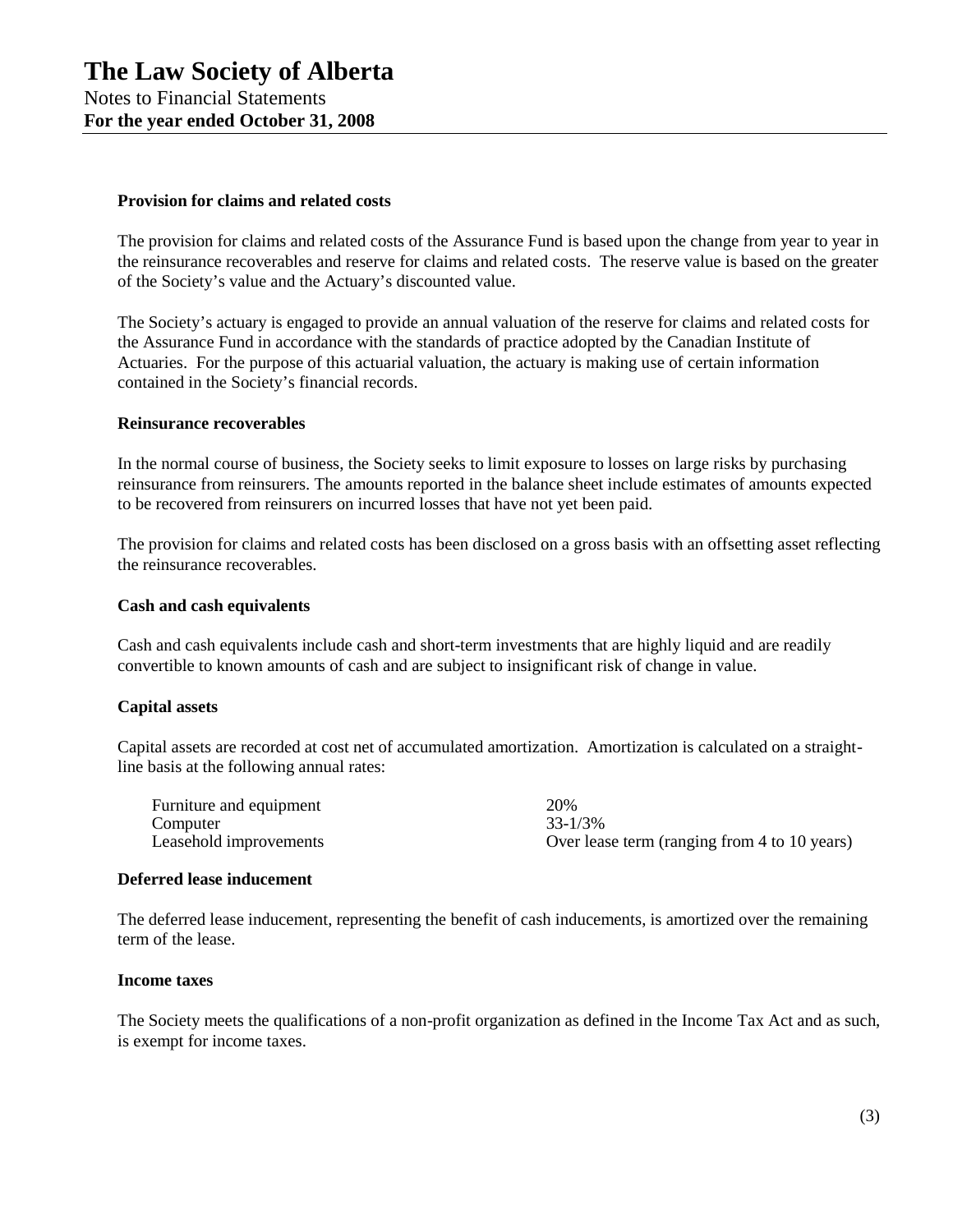# The Law Society of Alberta

Notes to Financial Statements

**For the year ended October 31, 2008**

**Provision for claims and related costs**

The provision for claims and related costs of the Assurance Fund is based upon the change from year to year in the reinsurance recoverables and reserve for claims and related costs. The reserve value is based on the greater of the Society's value and the Actuary's discounted value.

The Society's actuary is engaged to provide an annual valuation of the reserve for claims and related costs for the Assurance Fund in accordance with the standards of practice adopted by the Canadian Institute of Actuaries. For the purpose of this actuarial valuation, the actuary is making use of certain information contained in the Society's financial records.

**Reinsurance recoverables**

In the normal course of business, the Society seeks to limit exposure to losses on large risks by purchasing reinsurance from reinsurers. The amounts reported in the balance sheet include estimates of amounts expected to be recovered from reinsurers on incurred losses that have not yet been paid.

The provision for claims and related costs has been disclosed on a gross basis with an offsetting asset reflecting the reinsurance recoverables.

**Cash and cash equivalents**

Cash and cash equivalents include cash and short-term investments that are highly liquid and are readily convertible to known amounts of cash and are subject to insignificant risk of change in value.

**Capital assets**

Capital assets are recorded at cost net of accumulated amortization. Amortization is calculated on a straight-line basis at the following annual rates:

| | |
|---|---|
| Furniture and equipment | 20% |
| Computer | 33-1/3% |
| Leasehold improvements | Over lease term (ranging from 4 to 10 years) |

**Deferred lease inducement**

The deferred lease inducement, representing the benefit of cash inducements, is amortized over the remaining term of the lease.

**Income taxes**

The Society meets the qualifications of a non-profit organization as defined in the Income Tax Act and as such, is exempt for income taxes.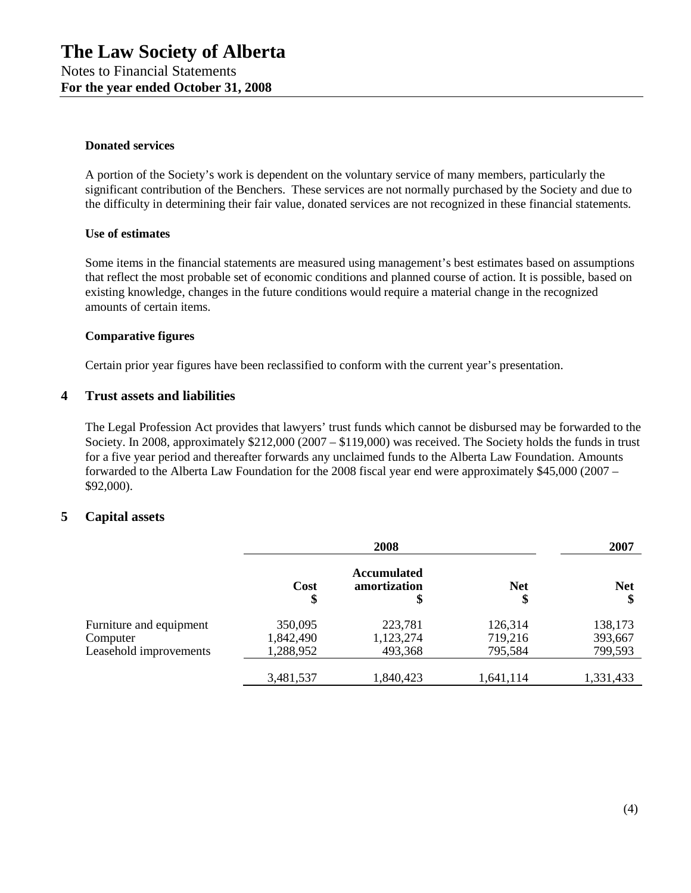# The Law Society of Alberta

Notes to Financial Statements
**For the year ended October 31, 2008**

**Donated services**

A portion of the Society's work is dependent on the voluntary service of many members, particularly the significant contribution of the Benchers. These services are not normally purchased by the Society and due to the difficulty in determining their fair value, donated services are not recognized in these financial statements.

**Use of estimates**

Some items in the financial statements are measured using management's best estimates based on assumptions that reflect the most probable set of economic conditions and planned course of action. It is possible, based on existing knowledge, changes in the future conditions would require a material change in the recognized amounts of certain items.

**Comparative figures**

Certain prior year figures have been reclassified to conform with the current year's presentation.

## 4 Trust assets and liabilities

The Legal Profession Act provides that lawyers' trust funds which cannot be disbursed may be forwarded to the Society. In 2008, approximately $212,000 (2007 – $119,000) was received. The Society holds the funds in trust for a five year period and thereafter forwards any unclaimed funds to the Alberta Law Foundation. Amounts forwarded to the Alberta Law Foundation for the 2008 fiscal year end were approximately $45,000 (2007 – $92,000).

## 5 Capital assets

| | 2008 | | | 2007 |
|---|---|---|---|---|
| | Cost $ | Accumulated amortization $ | Net $ | Net $ |
| Furniture and equipment | 350,095 | 223,781 | 126,314 | 138,173 |
| Computer | 1,842,490 | 1,123,274 | 719,216 | 393,667 |
| Leasehold improvements | 1,288,952 | 493,368 | 795,584 | 799,593 |
| | 3,481,537 | 1,840,423 | 1,641,114 | 1,331,433 |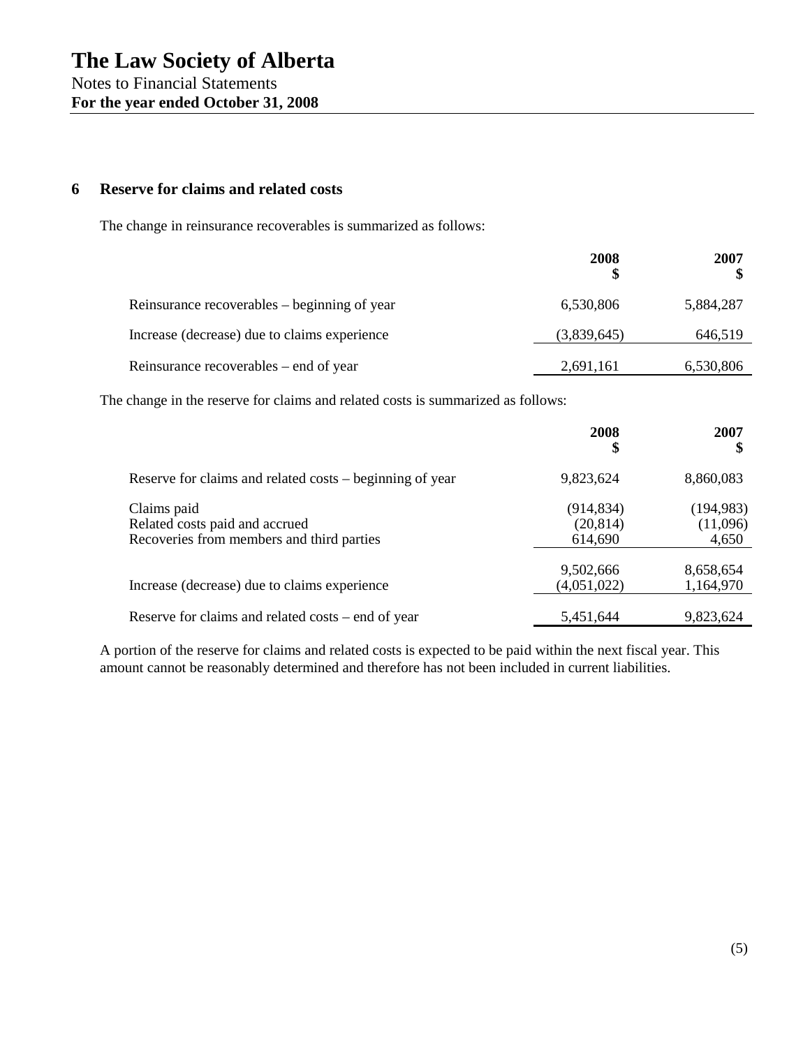# The Law Society of Alberta

Notes to Financial Statements
**For the year ended October 31, 2008**

## 6 Reserve for claims and related costs

The change in reinsurance recoverables is summarized as follows:

| | **2008** **$** | **2007** **$** |
|---|---|---|
| Reinsurance recoverables – beginning of year | 6,530,806 | 5,884,287 |
| Increase (decrease) due to claims experience | (3,839,645) | 646,519 |
| Reinsurance recoverables – end of year | 2,691,161 | 6,530,806 |

The change in the reserve for claims and related costs is summarized as follows:

| | **2008** **$** | **2007** **$** |
|---|---|---|
| Reserve for claims and related costs – beginning of year | 9,823,624 | 8,860,083 |
| Claims paid | (914,834) | (194,983) |
| Related costs paid and accrued | (20,814) | (11,096) |
| Recoveries from members and third parties | 614,690 | 4,650 |
| | 9,502,666 | 8,658,654 |
| Increase (decrease) due to claims experience | (4,051,022) | 1,164,970 |
| Reserve for claims and related costs – end of year | 5,451,644 | 9,823,624 |

A portion of the reserve for claims and related costs is expected to be paid within the next fiscal year. This amount cannot be reasonably determined and therefore has not been included in current liabilities.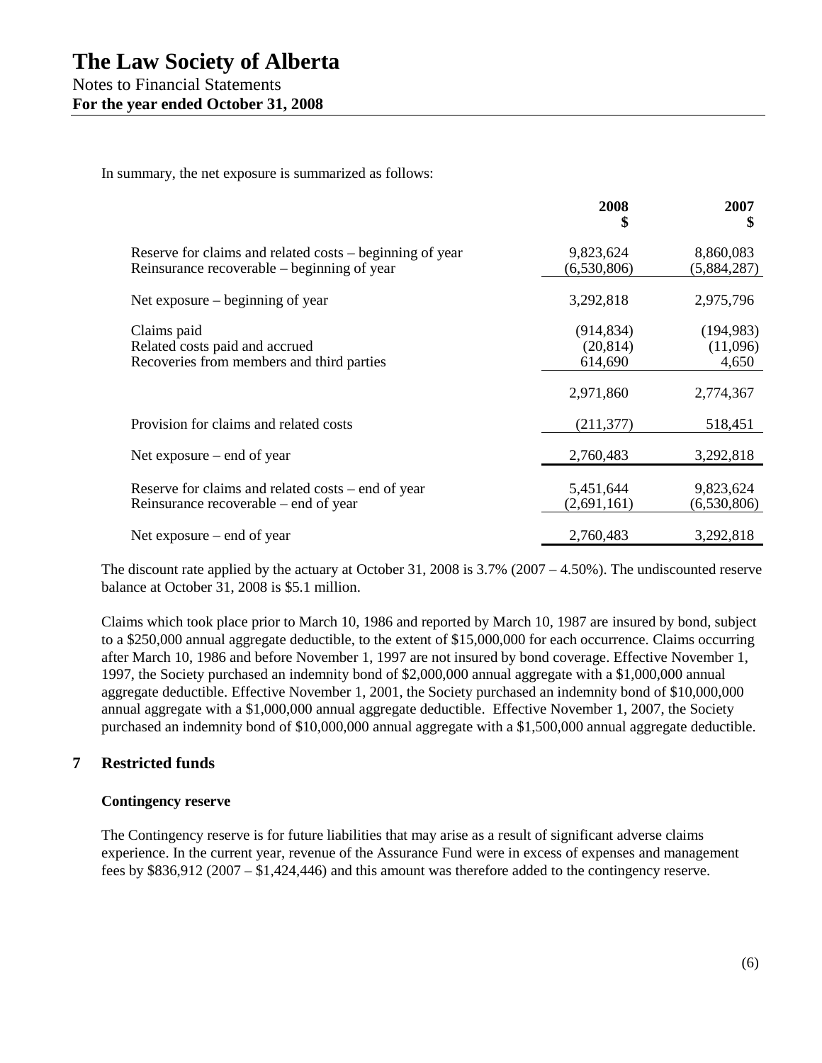In summary, the net exposure is summarized as follows:

| | 2008<br>$ | 2007<br>$ |
|---|---|---|
| Reserve for claims and related costs – beginning of year | 9,823,624 | 8,860,083 |
| Reinsurance recoverable – beginning of year | (6,530,806) | (5,884,287) |
| Net exposure – beginning of year | 3,292,818 | 2,975,796 |
| Claims paid | (914,834) | (194,983) |
| Related costs paid and accrued | (20,814) | (11,096) |
| Recoveries from members and third parties | 614,690 | 4,650 |
| | 2,971,860 | 2,774,367 |
| Provision for claims and related costs | (211,377) | 518,451 |
| Net exposure – end of year | 2,760,483 | 3,292,818 |
| Reserve for claims and related costs – end of year | 5,451,644 | 9,823,624 |
| Reinsurance recoverable – end of year | (2,691,161) | (6,530,806) |
| Net exposure – end of year | 2,760,483 | 3,292,818 |

The discount rate applied by the actuary at October 31, 2008 is 3.7% (2007 – 4.50%). The undiscounted reserve balance at October 31, 2008 is $5.1 million.

Claims which took place prior to March 10, 1986 and reported by March 10, 1987 are insured by bond, subject to a $250,000 annual aggregate deductible, to the extent of $15,000,000 for each occurrence. Claims occurring after March 10, 1986 and before November 1, 1997 are not insured by bond coverage. Effective November 1, 1997, the Society purchased an indemnity bond of $2,000,000 annual aggregate with a $1,000,000 annual aggregate deductible. Effective November 1, 2001, the Society purchased an indemnity bond of $10,000,000 annual aggregate with a $1,000,000 annual aggregate deductible. Effective November 1, 2007, the Society purchased an indemnity bond of $10,000,000 annual aggregate with a $1,500,000 annual aggregate deductible.

## 7 Restricted funds

**Contingency reserve**

The Contingency reserve is for future liabilities that may arise as a result of significant adverse claims experience. In the current year, revenue of the Assurance Fund were in excess of expenses and management fees by $836,912 (2007 – $1,424,446) and this amount was therefore added to the contingency reserve.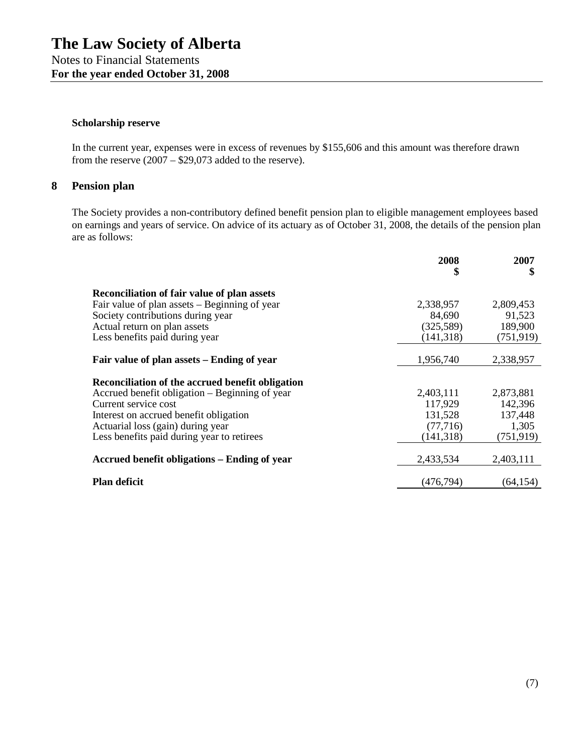# The Law Society of Alberta

Notes to Financial Statements
**For the year ended October 31, 2008**

**Scholarship reserve**

In the current year, expenses were in excess of revenues by $155,606 and this amount was therefore drawn from the reserve (2007 – $29,073 added to the reserve).

## 8 Pension plan

The Society provides a non-contributory defined benefit pension plan to eligible management employees based on earnings and years of service. On advice of its actuary as of October 31, 2008, the details of the pension plan are as follows:

| | 2008 $ | 2007 $ |
|---|---|---|
| **Reconciliation of fair value of plan assets** | | |
| Fair value of plan assets – Beginning of year | 2,338,957 | 2,809,453 |
| Society contributions during year | 84,690 | 91,523 |
| Actual return on plan assets | (325,589) | 189,900 |
| Less benefits paid during year | (141,318) | (751,919) |
| **Fair value of plan assets – Ending of year** | 1,956,740 | 2,338,957 |
| **Reconciliation of the accrued benefit obligation** | | |
| Accrued benefit obligation – Beginning of year | 2,403,111 | 2,873,881 |
| Current service cost | 117,929 | 142,396 |
| Interest on accrued benefit obligation | 131,528 | 137,448 |
| Actuarial loss (gain) during year | (77,716) | 1,305 |
| Less benefits paid during year to retirees | (141,318) | (751,919) |
| **Accrued benefit obligations – Ending of year** | 2,433,534 | 2,403,111 |
| **Plan deficit** | (476,794) | (64,154) |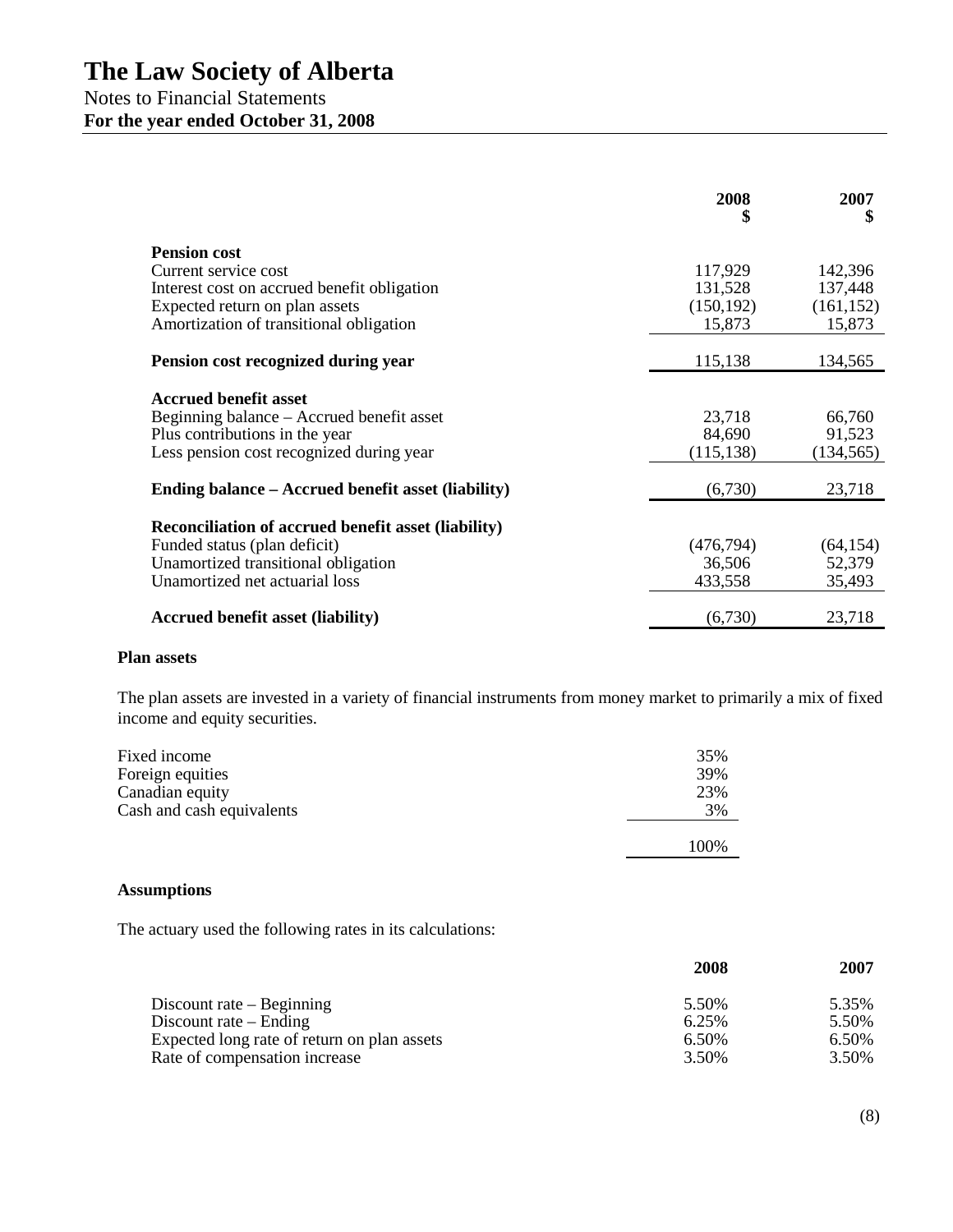# The Law Society of Alberta

Notes to Financial Statements

**For the year ended October 31, 2008**

| | 2008 $ | 2007 $ |
|---|---|---|
| **Pension cost** | | |
| Current service cost | 117,929 | 142,396 |
| Interest cost on accrued benefit obligation | 131,528 | 137,448 |
| Expected return on plan assets | (150,192) | (161,152) |
| Amortization of transitional obligation | 15,873 | 15,873 |
| **Pension cost recognized during year** | 115,138 | 134,565 |
| **Accrued benefit asset** | | |
| Beginning balance – Accrued benefit asset | 23,718 | 66,760 |
| Plus contributions in the year | 84,690 | 91,523 |
| Less pension cost recognized during year | (115,138) | (134,565) |
| **Ending balance – Accrued benefit asset (liability)** | (6,730) | 23,718 |
| **Reconciliation of accrued benefit asset (liability)** | | |
| Funded status (plan deficit) | (476,794) | (64,154) |
| Unamortized transitional obligation | 36,506 | 52,379 |
| Unamortized net actuarial loss | 433,558 | 35,493 |
| **Accrued benefit asset (liability)** | (6,730) | 23,718 |

**Plan assets**

The plan assets are invested in a variety of financial instruments from money market to primarily a mix of fixed income and equity securities.

| | |
|---|---|
| Fixed income | 35% |
| Foreign equities | 39% |
| Canadian equity | 23% |
| Cash and cash equivalents | 3% |
| | 100% |

**Assumptions**

The actuary used the following rates in its calculations:

| | 2008 | 2007 |
|---|---|---|
| Discount rate – Beginning | 5.50% | 5.35% |
| Discount rate – Ending | 6.25% | 5.50% |
| Expected long rate of return on plan assets | 6.50% | 6.50% |
| Rate of compensation increase | 3.50% | 3.50% |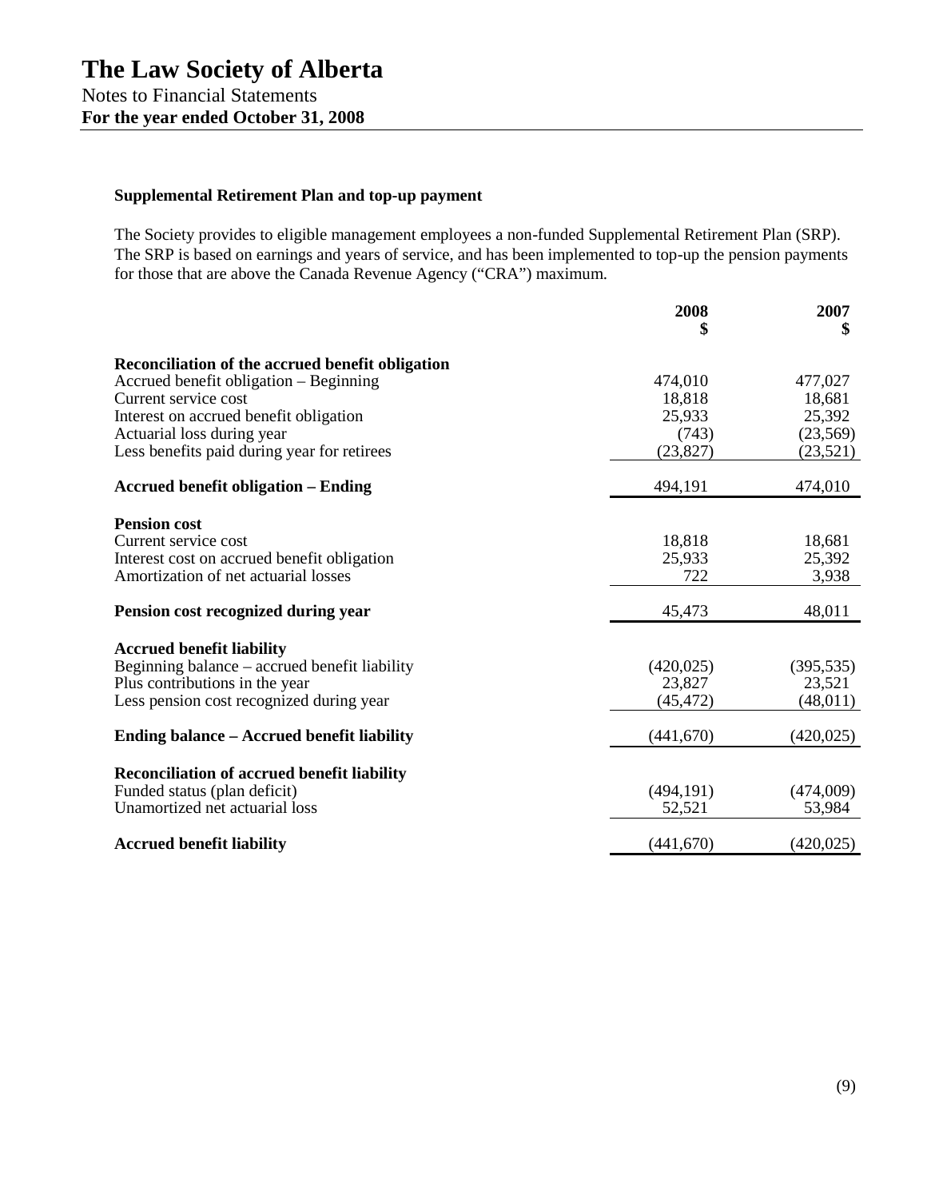# The Law Society of Alberta

Notes to Financial Statements
**For the year ended October 31, 2008**

**Supplemental Retirement Plan and top-up payment**

The Society provides to eligible management employees a non-funded Supplemental Retirement Plan (SRP). The SRP is based on earnings and years of service, and has been implemented to top-up the pension payments for those that are above the Canada Revenue Agency ("CRA") maximum.

| | 2008<br>$ | 2007<br>$ |
|---|---|---|
| **Reconciliation of the accrued benefit obligation** | | |
| Accrued benefit obligation – Beginning | 474,010 | 477,027 |
| Current service cost | 18,818 | 18,681 |
| Interest on accrued benefit obligation | 25,933 | 25,392 |
| Actuarial loss during year | (743) | (23,569) |
| Less benefits paid during year for retirees | (23,827) | (23,521) |
| **Accrued benefit obligation – Ending** | 494,191 | 474,010 |
| **Pension cost** | | |
| Current service cost | 18,818 | 18,681 |
| Interest cost on accrued benefit obligation | 25,933 | 25,392 |
| Amortization of net actuarial losses | 722 | 3,938 |
| **Pension cost recognized during year** | 45,473 | 48,011 |
| **Accrued benefit liability** | | |
| Beginning balance – accrued benefit liability | (420,025) | (395,535) |
| Plus contributions in the year | 23,827 | 23,521 |
| Less pension cost recognized during year | (45,472) | (48,011) |
| **Ending balance – Accrued benefit liability** | (441,670) | (420,025) |
| **Reconciliation of accrued benefit liability** | | |
| Funded status (plan deficit) | (494,191) | (474,009) |
| Unamortized net actuarial loss | 52,521 | 53,984 |
| **Accrued benefit liability** | (441,670) | (420,025) |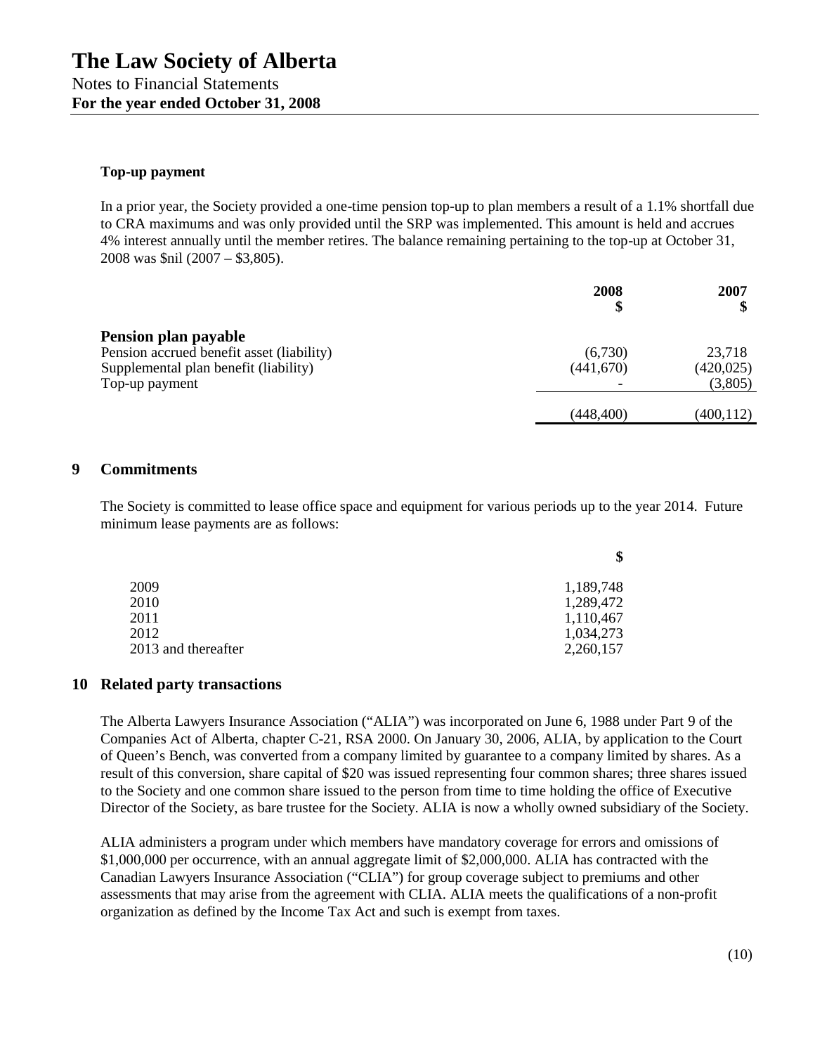**Top-up payment**

In a prior year, the Society provided a one-time pension top-up to plan members a result of a 1.1% shortfall due to CRA maximums and was only provided until the SRP was implemented. This amount is held and accrues 4% interest annually until the member retires. The balance remaining pertaining to the top-up at October 31, 2008 was $nil (2007 – $3,805).

| | 2008 $ | 2007 $ |
|---|---|---|
| **Pension plan payable** | | |
| Pension accrued benefit asset (liability) | (6,730) | 23,718 |
| Supplemental plan benefit (liability) | (441,670) | (420,025) |
| Top-up payment | - | (3,805) |
| | (448,400) | (400,112) |

## 9 Commitments

The Society is committed to lease office space and equipment for various periods up to the year 2014. Future minimum lease payments are as follows:

| | $ |
|---|---|
| 2009 | 1,189,748 |
| 2010 | 1,289,472 |
| 2011 | 1,110,467 |
| 2012 | 1,034,273 |
| 2013 and thereafter | 2,260,157 |

## 10 Related party transactions

The Alberta Lawyers Insurance Association ("ALIA") was incorporated on June 6, 1988 under Part 9 of the Companies Act of Alberta, chapter C-21, RSA 2000. On January 30, 2006, ALIA, by application to the Court of Queen's Bench, was converted from a company limited by guarantee to a company limited by shares. As a result of this conversion, share capital of $20 was issued representing four common shares; three shares issued to the Society and one common share issued to the person from time to time holding the office of Executive Director of the Society, as bare trustee for the Society. ALIA is now a wholly owned subsidiary of the Society.

ALIA administers a program under which members have mandatory coverage for errors and omissions of $1,000,000 per occurrence, with an annual aggregate limit of $2,000,000. ALIA has contracted with the Canadian Lawyers Insurance Association ("CLIA") for group coverage subject to premiums and other assessments that may arise from the agreement with CLIA. ALIA meets the qualifications of a non-profit organization as defined by the Income Tax Act and such is exempt from taxes.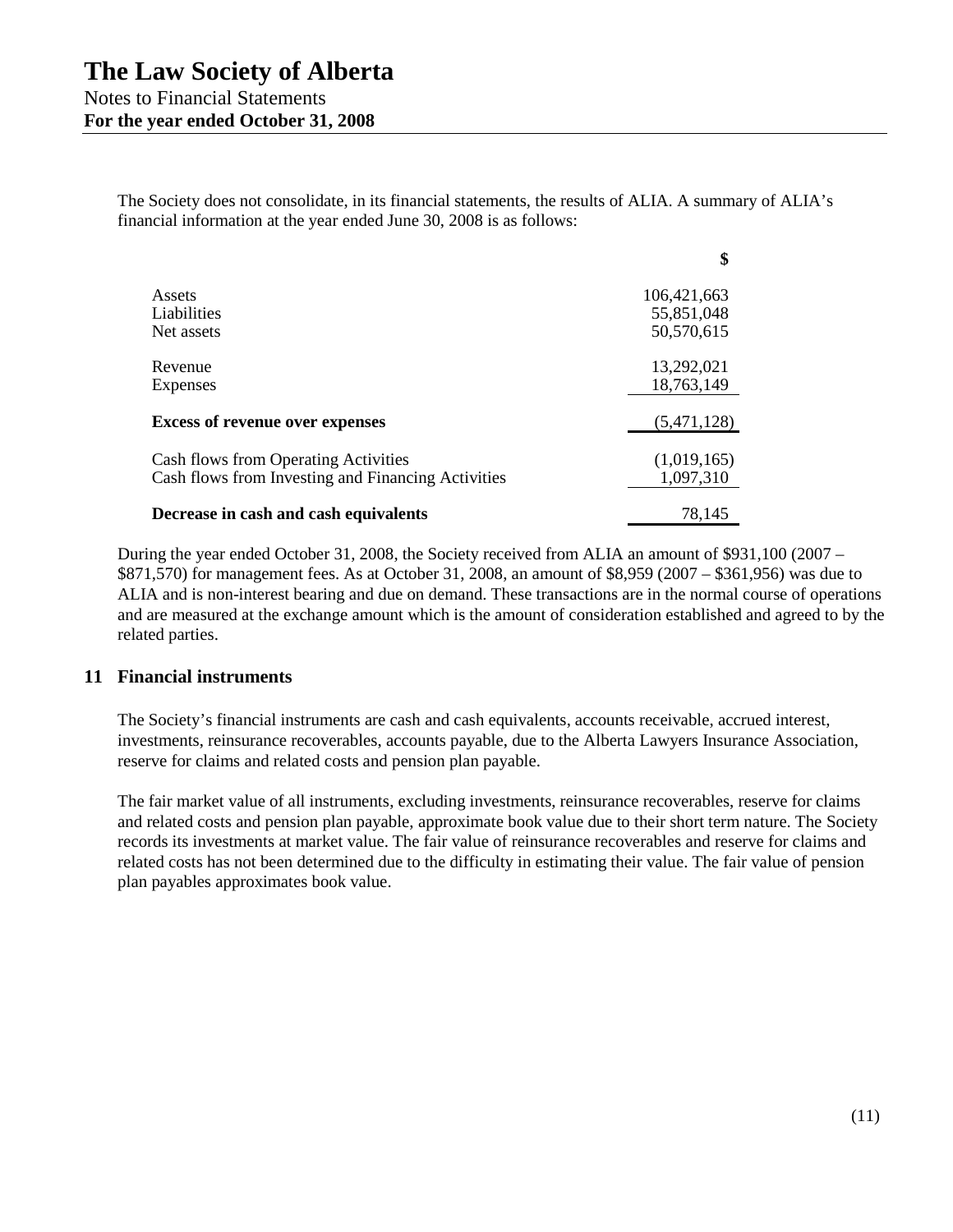The Society does not consolidate, in its financial statements, the results of ALIA. A summary of ALIA's financial information at the year ended June 30, 2008 is as follows:

| | $ |
|---|---|
| Assets | 106,421,663 |
| Liabilities | 55,851,048 |
| Net assets | 50,570,615 |
| | |
| Revenue | 13,292,021 |
| Expenses | 18,763,149 |
| | |
| **Excess of revenue over expenses** | (5,471,128) |
| | |
| Cash flows from Operating Activities | (1,019,165) |
| Cash flows from Investing and Financing Activities | 1,097,310 |
| | |
| **Decrease in cash and cash equivalents** | 78,145 |

During the year ended October 31, 2008, the Society received from ALIA an amount of $931,100 (2007 – $871,570) for management fees. As at October 31, 2008, an amount of $8,959 (2007 – $361,956) was due to ALIA and is non-interest bearing and due on demand. These transactions are in the normal course of operations and are measured at the exchange amount which is the amount of consideration established and agreed to by the related parties.

## 11 Financial instruments

The Society's financial instruments are cash and cash equivalents, accounts receivable, accrued interest, investments, reinsurance recoverables, accounts payable, due to the Alberta Lawyers Insurance Association, reserve for claims and related costs and pension plan payable.

The fair market value of all instruments, excluding investments, reinsurance recoverables, reserve for claims and related costs and pension plan payable, approximate book value due to their short term nature. The Society records its investments at market value. The fair value of reinsurance recoverables and reserve for claims and related costs has not been determined due to the difficulty in estimating their value. The fair value of pension plan payables approximates book value.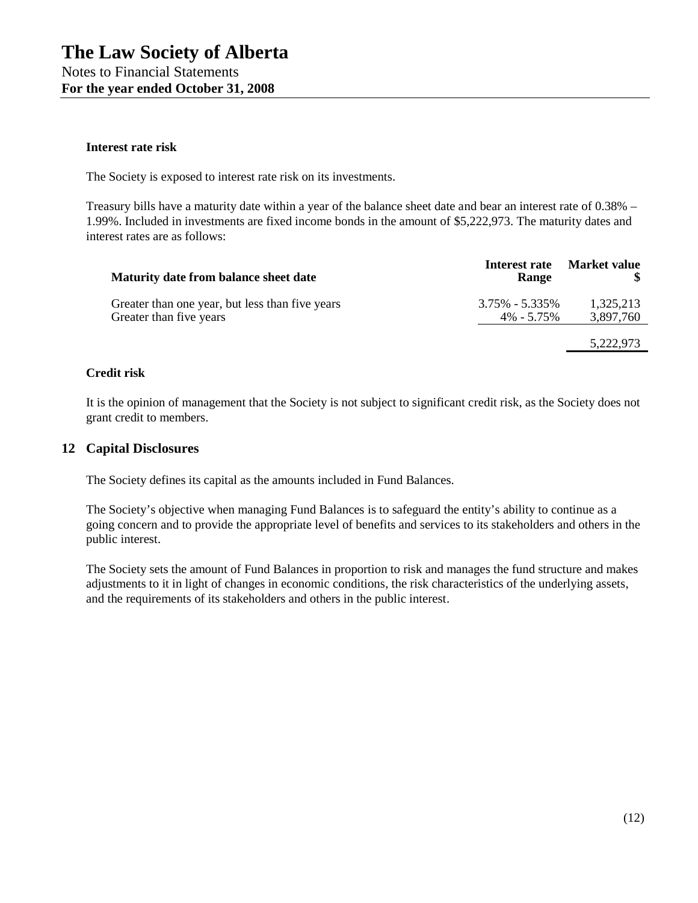### Interest rate risk

The Society is exposed to interest rate risk on its investments.

Treasury bills have a maturity date within a year of the balance sheet date and bear an interest rate of 0.38% – 1.99%. Included in investments are fixed income bonds in the amount of $5,222,973. The maturity dates and interest rates are as follows:

| Maturity date from balance sheet date | Interest rate Range | Market value $ |
|---|---|---|
| Greater than one year, but less than five years | 3.75% - 5.335% | 1,325,213 |
| Greater than five years | 4% - 5.75% | 3,897,760 |
| | | 5,222,973 |

### Credit risk

It is the opinion of management that the Society is not subject to significant credit risk, as the Society does not grant credit to members.

## 12 Capital Disclosures

The Society defines its capital as the amounts included in Fund Balances.

The Society's objective when managing Fund Balances is to safeguard the entity's ability to continue as a going concern and to provide the appropriate level of benefits and services to its stakeholders and others in the public interest.

The Society sets the amount of Fund Balances in proportion to risk and manages the fund structure and makes adjustments to it in light of changes in economic conditions, the risk characteristics of the underlying assets, and the requirements of its stakeholders and others in the public interest.